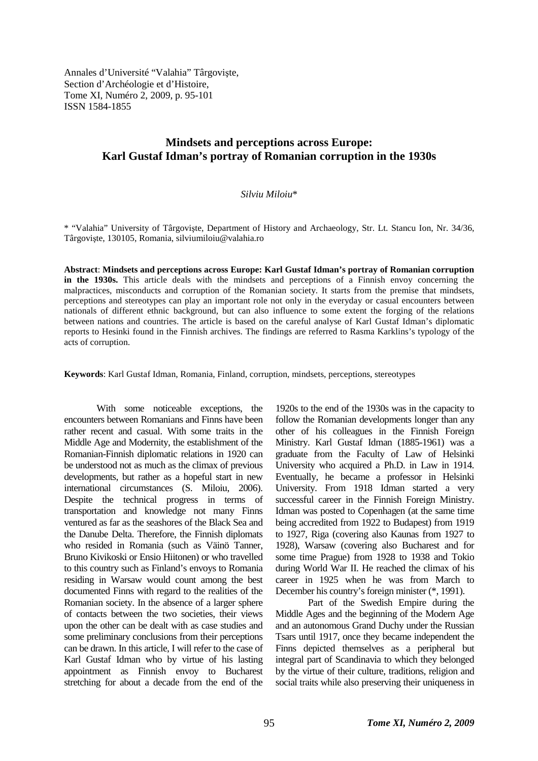Annales d'Université "Valahia" Târgovişte,
Section d'Archéologie et d'Histoire,
Tome XI, Numéro 2, 2009, p. 95-101
ISSN 1584-1855

# Mindsets and perceptions across Europe: Karl Gustaf Idman's portray of Romanian corruption in the 1930s

*Silviu Miloiu**

\* "Valahia" University of Târgovişte, Department of History and Archaeology, Str. Lt. Stancu Ion, Nr. 34/36, Târgovişte, 130105, Romania, silviumiloiu@valahia.ro

**Abstract**: **Mindsets and perceptions across Europe: Karl Gustaf Idman's portray of Romanian corruption in the 1930s.** This article deals with the mindsets and perceptions of a Finnish envoy concerning the malpractices, misconducts and corruption of the Romanian society. It starts from the premise that mindsets, perceptions and stereotypes can play an important role not only in the everyday or casual encounters between nationals of different ethnic background, but can also influence to some extent the forging of the relations between nations and countries. The article is based on the careful analyse of Karl Gustaf Idman's diplomatic reports to Hesinki found in the Finnish archives. The findings are referred to Rasma Karklins's typology of the acts of corruption.

**Keywords**: Karl Gustaf Idman, Romania, Finland, corruption, mindsets, perceptions, stereotypes

With some noticeable exceptions, the encounters between Romanians and Finns have been rather recent and casual. With some traits in the Middle Age and Modernity, the establishment of the Romanian-Finnish diplomatic relations in 1920 can be understood not as much as the climax of previous developments, but rather as a hopeful start in new international circumstances (S. Miloiu, 2006). Despite the technical progress in terms of transportation and knowledge not many Finns ventured as far as the seashores of the Black Sea and the Danube Delta. Therefore, the Finnish diplomats who resided in Romania (such as Väinö Tanner, Bruno Kivikoski or Ensio Hiitonen) or who travelled to this country such as Finland's envoys to Romania residing in Warsaw would count among the best documented Finns with regard to the realities of the Romanian society. In the absence of a larger sphere of contacts between the two societies, their views upon the other can be dealt with as case studies and some preliminary conclusions from their perceptions can be drawn. In this article, I will refer to the case of Karl Gustaf Idman who by virtue of his lasting appointment as Finnish envoy to Bucharest stretching for about a decade from the end of the 1920s to the end of the 1930s was in the capacity to follow the Romanian developments longer than any other of his colleagues in the Finnish Foreign Ministry. Karl Gustaf Idman (1885-1961) was a graduate from the Faculty of Law of Helsinki University who acquired a Ph.D. in Law in 1914. Eventually, he became a professor in Helsinki University. From 1918 Idman started a very successful career in the Finnish Foreign Ministry. Idman was posted to Copenhagen (at the same time being accredited from 1922 to Budapest) from 1919 to 1927, Riga (covering also Kaunas from 1927 to 1928), Warsaw (covering also Bucharest and for some time Prague) from 1928 to 1938 and Tokio during World War II. He reached the climax of his career in 1925 when he was from March to December his country's foreign minister (*, 1991).

Part of the Swedish Empire during the Middle Ages and the beginning of the Modern Age and an autonomous Grand Duchy under the Russian Tsars until 1917, once they became independent the Finns depicted themselves as a peripheral but integral part of Scandinavia to which they belonged by the virtue of their culture, traditions, religion and social traits while also preserving their uniqueness in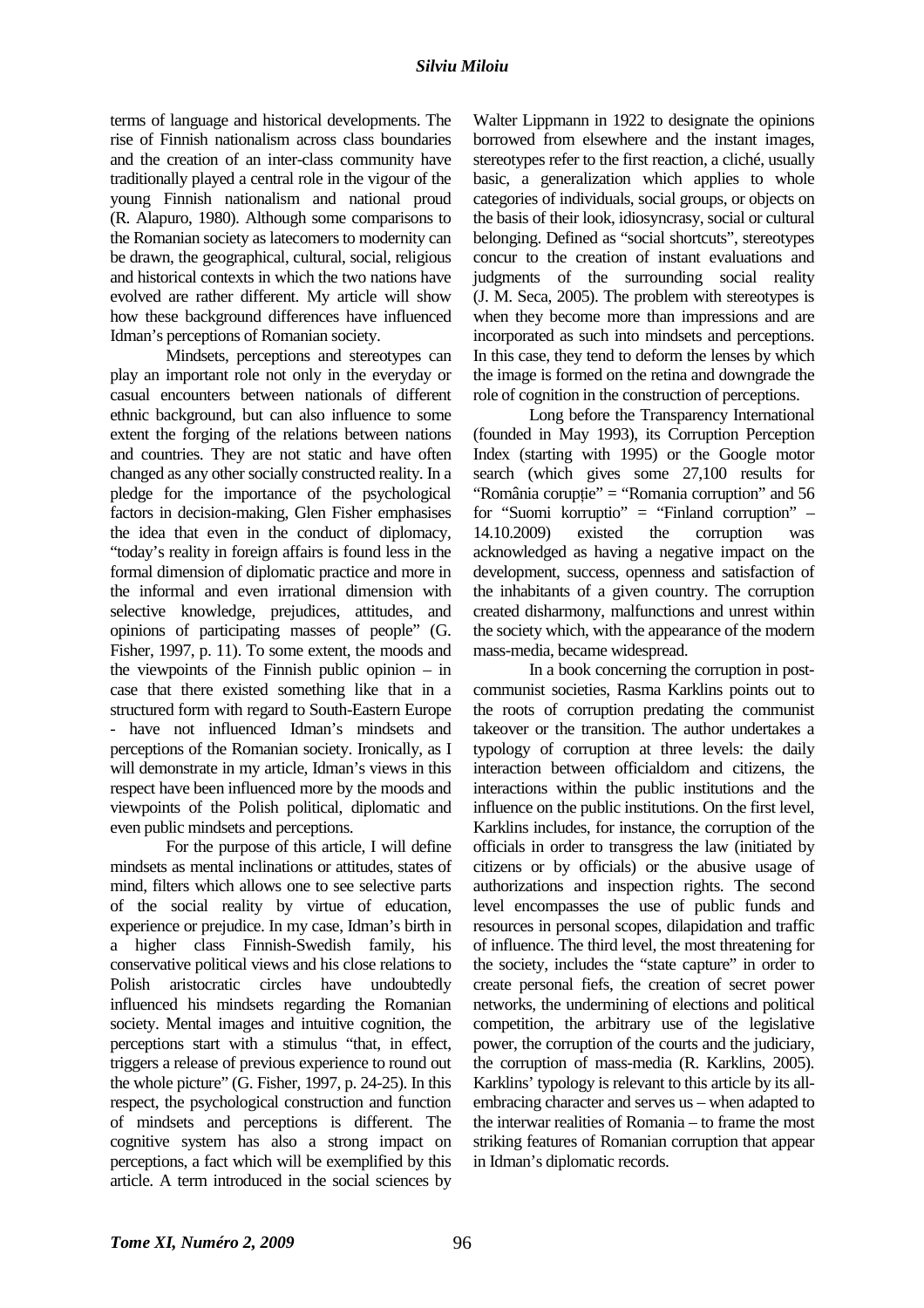terms of language and historical developments. The rise of Finnish nationalism across class boundaries and the creation of an inter-class community have traditionally played a central role in the vigour of the young Finnish nationalism and national proud (R. Alapuro, 1980). Although some comparisons to the Romanian society as latecomers to modernity can be drawn, the geographical, cultural, social, religious and historical contexts in which the two nations have evolved are rather different. My article will show how these background differences have influenced Idman's perceptions of Romanian society.

Mindsets, perceptions and stereotypes can play an important role not only in the everyday or casual encounters between nationals of different ethnic background, but can also influence to some extent the forging of the relations between nations and countries. They are not static and have often changed as any other socially constructed reality. In a pledge for the importance of the psychological factors in decision-making, Glen Fisher emphasises the idea that even in the conduct of diplomacy, "today's reality in foreign affairs is found less in the formal dimension of diplomatic practice and more in the informal and even irrational dimension with selective knowledge, prejudices, attitudes, and opinions of participating masses of people" (G. Fisher, 1997, p. 11). To some extent, the moods and the viewpoints of the Finnish public opinion – in case that there existed something like that in a structured form with regard to South-Eastern Europe - have not influenced Idman's mindsets and perceptions of the Romanian society. Ironically, as I will demonstrate in my article, Idman's views in this respect have been influenced more by the moods and viewpoints of the Polish political, diplomatic and even public mindsets and perceptions.

For the purpose of this article, I will define mindsets as mental inclinations or attitudes, states of mind, filters which allows one to see selective parts of the social reality by virtue of education, experience or prejudice. In my case, Idman's birth in a higher class Finnish-Swedish family, his conservative political views and his close relations to Polish aristocratic circles have undoubtedly influenced his mindsets regarding the Romanian society. Mental images and intuitive cognition, the perceptions start with a stimulus "that, in effect, triggers a release of previous experience to round out the whole picture" (G. Fisher, 1997, p. 24-25). In this respect, the psychological construction and function of mindsets and perceptions is different. The cognitive system has also a strong impact on perceptions, a fact which will be exemplified by this article. A term introduced in the social sciences by Walter Lippmann in 1922 to designate the opinions borrowed from elsewhere and the instant images, stereotypes refer to the first reaction, a cliché, usually basic, a generalization which applies to whole categories of individuals, social groups, or objects on the basis of their look, idiosyncrasy, social or cultural belonging. Defined as "social shortcuts", stereotypes concur to the creation of instant evaluations and judgments of the surrounding social reality (J. M. Seca, 2005). The problem with stereotypes is when they become more than impressions and are incorporated as such into mindsets and perceptions. In this case, they tend to deform the lenses by which the image is formed on the retina and downgrade the role of cognition in the construction of perceptions.

Long before the Transparency International (founded in May 1993), its Corruption Perception Index (starting with 1995) or the Google motor search (which gives some 27,100 results for "România corupție" = "Romania corruption" and 56 for "Suomi korruptio" = "Finland corruption" – 14.10.2009) existed the corruption was acknowledged as having a negative impact on the development, success, openness and satisfaction of the inhabitants of a given country. The corruption created disharmony, malfunctions and unrest within the society which, with the appearance of the modern mass-media, became widespread.

In a book concerning the corruption in post-communist societies, Rasma Karklins points out to the roots of corruption predating the communist takeover or the transition. The author undertakes a typology of corruption at three levels: the daily interaction between officialdom and citizens, the interactions within the public institutions and the influence on the public institutions. On the first level, Karklins includes, for instance, the corruption of the officials in order to transgress the law (initiated by citizens or by officials) or the abusive usage of authorizations and inspection rights. The second level encompasses the use of public funds and resources in personal scopes, dilapidation and traffic of influence. The third level, the most threatening for the society, includes the "state capture" in order to create personal fiefs, the creation of secret power networks, the undermining of elections and political competition, the arbitrary use of the legislative power, the corruption of the courts and the judiciary, the corruption of mass-media (R. Karklins, 2005). Karklins' typology is relevant to this article by its all-embracing character and serves us – when adapted to the interwar realities of Romania – to frame the most striking features of Romanian corruption that appear in Idman's diplomatic records.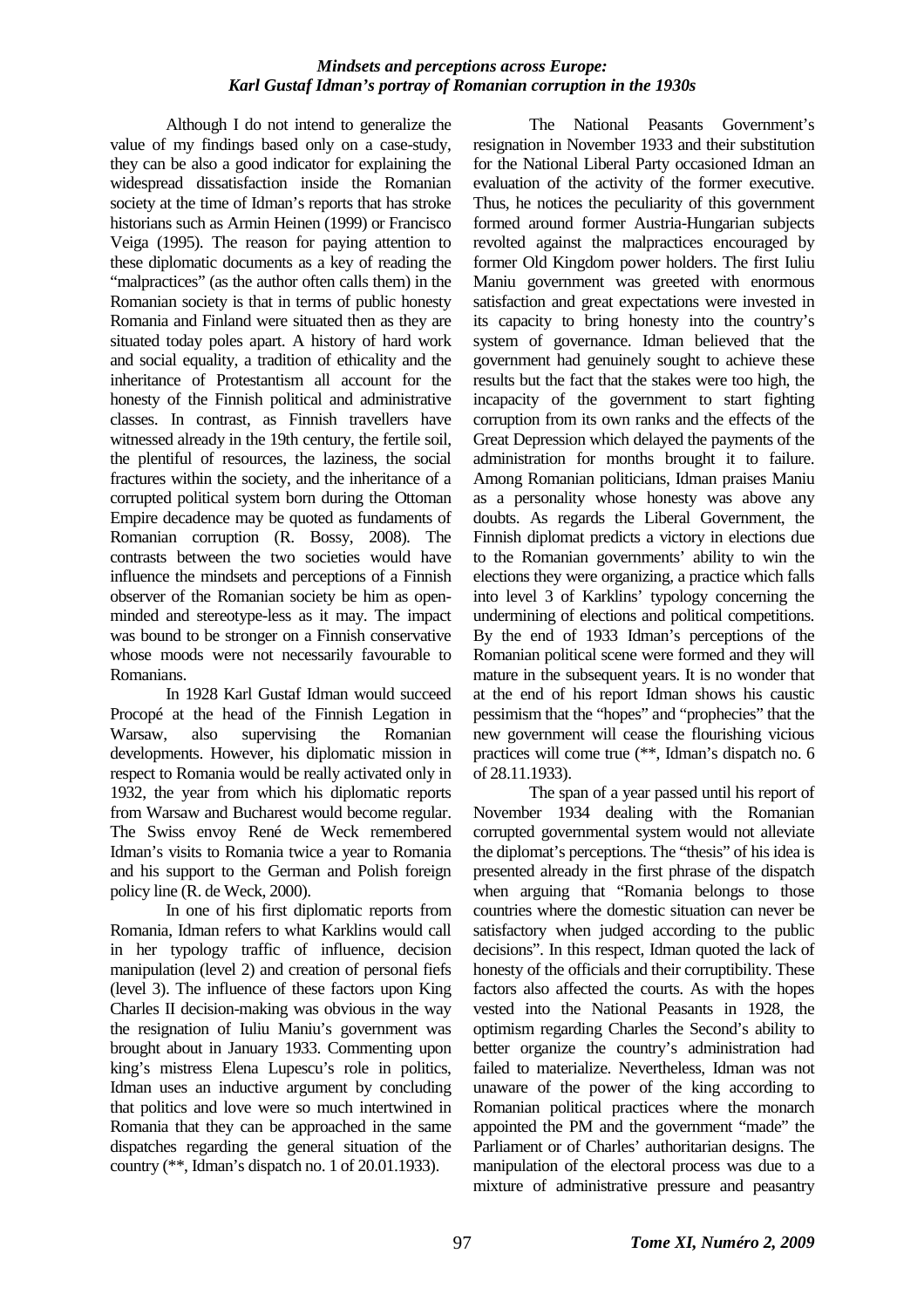Although I do not intend to generalize the value of my findings based only on a case-study, they can be also a good indicator for explaining the widespread dissatisfaction inside the Romanian society at the time of Idman's reports that has stroke historians such as Armin Heinen (1999) or Francisco Veiga (1995). The reason for paying attention to these diplomatic documents as a key of reading the "malpractices" (as the author often calls them) in the Romanian society is that in terms of public honesty Romania and Finland were situated then as they are situated today poles apart. A history of hard work and social equality, a tradition of ethicality and the inheritance of Protestantism all account for the honesty of the Finnish political and administrative classes. In contrast, as Finnish travellers have witnessed already in the 19th century, the fertile soil, the plentiful of resources, the laziness, the social fractures within the society, and the inheritance of a corrupted political system born during the Ottoman Empire decadence may be quoted as fundaments of Romanian corruption (R. Bossy, 2008). The contrasts between the two societies would have influence the mindsets and perceptions of a Finnish observer of the Romanian society be him as open-minded and stereotype-less as it may. The impact was bound to be stronger on a Finnish conservative whose moods were not necessarily favourable to Romanians.

In 1928 Karl Gustaf Idman would succeed Procopé at the head of the Finnish Legation in Warsaw, also supervising the Romanian developments. However, his diplomatic mission in respect to Romania would be really activated only in 1932, the year from which his diplomatic reports from Warsaw and Bucharest would become regular. The Swiss envoy René de Weck remembered Idman's visits to Romania twice a year to Romania and his support to the German and Polish foreign policy line (R. de Weck, 2000).

In one of his first diplomatic reports from Romania, Idman refers to what Karklins would call in her typology traffic of influence, decision manipulation (level 2) and creation of personal fiefs (level 3). The influence of these factors upon King Charles II decision-making was obvious in the way the resignation of Iuliu Maniu's government was brought about in January 1933. Commenting upon king's mistress Elena Lupescu's role in politics, Idman uses an inductive argument by concluding that politics and love were so much intertwined in Romania that they can be approached in the same dispatches regarding the general situation of the country (**, Idman's dispatch no. 1 of 20.01.1933).

The National Peasants Government's resignation in November 1933 and their substitution for the National Liberal Party occasioned Idman an evaluation of the activity of the former executive. Thus, he notices the peculiarity of this government formed around former Austria-Hungarian subjects revolted against the malpractices encouraged by former Old Kingdom power holders. The first Iuliu Maniu government was greeted with enormous satisfaction and great expectations were invested in its capacity to bring honesty into the country's system of governance. Idman believed that the government had genuinely sought to achieve these results but the fact that the stakes were too high, the incapacity of the government to start fighting corruption from its own ranks and the effects of the Great Depression which delayed the payments of the administration for months brought it to failure. Among Romanian politicians, Idman praises Maniu as a personality whose honesty was above any doubts. As regards the Liberal Government, the Finnish diplomat predicts a victory in elections due to the Romanian governments' ability to win the elections they were organizing, a practice which falls into level 3 of Karklins' typology concerning the undermining of elections and political competitions. By the end of 1933 Idman's perceptions of the Romanian political scene were formed and they will mature in the subsequent years. It is no wonder that at the end of his report Idman shows his caustic pessimism that the "hopes" and "prophecies" that the new government will cease the flourishing vicious practices will come true (**, Idman's dispatch no. 6 of 28.11.1933).

The span of a year passed until his report of November 1934 dealing with the Romanian corrupted governmental system would not alleviate the diplomat's perceptions. The "thesis" of his idea is presented already in the first phrase of the dispatch when arguing that "Romania belongs to those countries where the domestic situation can never be satisfactory when judged according to the public decisions". In this respect, Idman quoted the lack of honesty of the officials and their corruptibility. These factors also affected the courts. As with the hopes vested into the National Peasants in 1928, the optimism regarding Charles the Second's ability to better organize the country's administration had failed to materialize. Nevertheless, Idman was not unaware of the power of the king according to Romanian political practices where the monarch appointed the PM and the government "made" the Parliament or of Charles' authoritarian designs. The manipulation of the electoral process was due to a mixture of administrative pressure and peasantry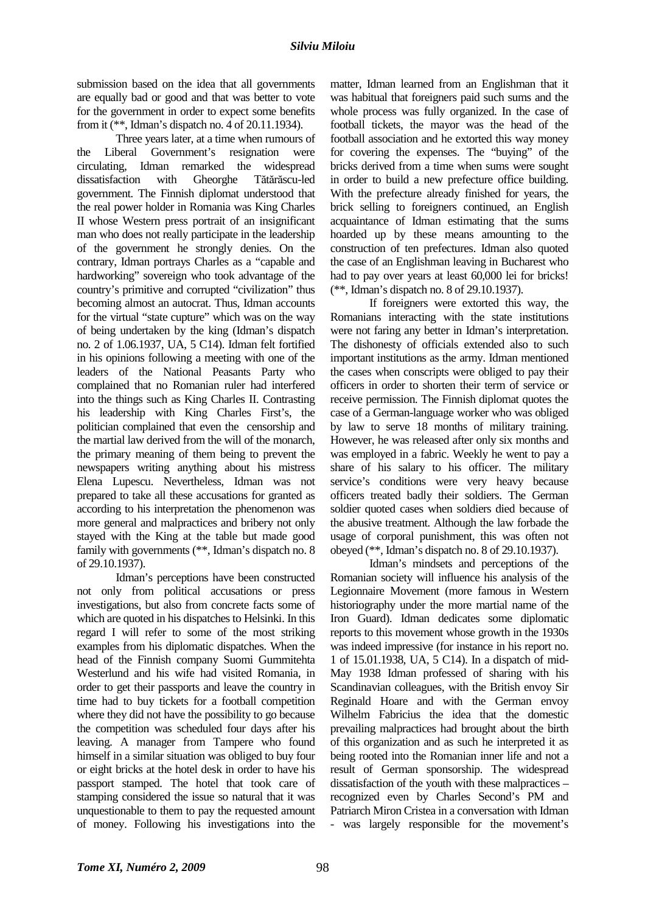submission based on the idea that all governments are equally bad or good and that was better to vote for the government in order to expect some benefits from it (**, Idman's dispatch no. 4 of 20.11.1934).

Three years later, at a time when rumours of the Liberal Government's resignation were circulating, Idman remarked the widespread dissatisfaction with Gheorghe Tătărăscu-led government. The Finnish diplomat understood that the real power holder in Romania was King Charles II whose Western press portrait of an insignificant man who does not really participate in the leadership of the government he strongly denies. On the contrary, Idman portrays Charles as a "capable and hardworking" sovereign who took advantage of the country's primitive and corrupted "civilization" thus becoming almost an autocrat. Thus, Idman accounts for the virtual "state cupture" which was on the way of being undertaken by the king (Idman's dispatch no. 2 of 1.06.1937, UA, 5 C14). Idman felt fortified in his opinions following a meeting with one of the leaders of the National Peasants Party who complained that no Romanian ruler had interfered into the things such as King Charles II. Contrasting his leadership with King Charles First's, the politician complained that even the censorship and the martial law derived from the will of the monarch, the primary meaning of them being to prevent the newspapers writing anything about his mistress Elena Lupescu. Nevertheless, Idman was not prepared to take all these accusations for granted as according to his interpretation the phenomenon was more general and malpractices and bribery not only stayed with the King at the table but made good family with governments (**, Idman's dispatch no. 8 of 29.10.1937).

Idman's perceptions have been constructed not only from political accusations or press investigations, but also from concrete facts some of which are quoted in his dispatches to Helsinki. In this regard I will refer to some of the most striking examples from his diplomatic dispatches. When the head of the Finnish company Suomi Gummitehta Westerlund and his wife had visited Romania, in order to get their passports and leave the country in time had to buy tickets for a football competition where they did not have the possibility to go because the competition was scheduled four days after his leaving. A manager from Tampere who found himself in a similar situation was obliged to buy four or eight bricks at the hotel desk in order to have his passport stamped. The hotel that took care of stamping considered the issue so natural that it was unquestionable to them to pay the requested amount of money. Following his investigations into the matter, Idman learned from an Englishman that it was habitual that foreigners paid such sums and the whole process was fully organized. In the case of football tickets, the mayor was the head of the football association and he extorted this way money for covering the expenses. The "buying" of the bricks derived from a time when sums were sought in order to build a new prefecture office building. With the prefecture already finished for years, the brick selling to foreigners continued, an English acquaintance of Idman estimating that the sums hoarded up by these means amounting to the construction of ten prefectures. Idman also quoted the case of an Englishman leaving in Bucharest who had to pay over years at least 60,000 lei for bricks! (**, Idman's dispatch no. 8 of 29.10.1937).

If foreigners were extorted this way, the Romanians interacting with the state institutions were not faring any better in Idman's interpretation. The dishonesty of officials extended also to such important institutions as the army. Idman mentioned the cases when conscripts were obliged to pay their officers in order to shorten their term of service or receive permission. The Finnish diplomat quotes the case of a German-language worker who was obliged by law to serve 18 months of military training. However, he was released after only six months and was employed in a fabric. Weekly he went to pay a share of his salary to his officer. The military service's conditions were very heavy because officers treated badly their soldiers. The German soldier quoted cases when soldiers died because of the abusive treatment. Although the law forbade the usage of corporal punishment, this was often not obeyed (**, Idman's dispatch no. 8 of 29.10.1937).

Idman's mindsets and perceptions of the Romanian society will influence his analysis of the Legionnaire Movement (more famous in Western historiography under the more martial name of the Iron Guard). Idman dedicates some diplomatic reports to this movement whose growth in the 1930s was indeed impressive (for instance in his report no. 1 of 15.01.1938, UA, 5 C14). In a dispatch of mid-May 1938 Idman professed of sharing with his Scandinavian colleagues, with the British envoy Sir Reginald Hoare and with the German envoy Wilhelm Fabricius the idea that the domestic prevailing malpractices had brought about the birth of this organization and as such he interpreted it as being rooted into the Romanian inner life and not a result of German sponsorship. The widespread dissatisfaction of the youth with these malpractices – recognized even by Charles Second's PM and Patriarch Miron Cristea in a conversation with Idman - was largely responsible for the movement's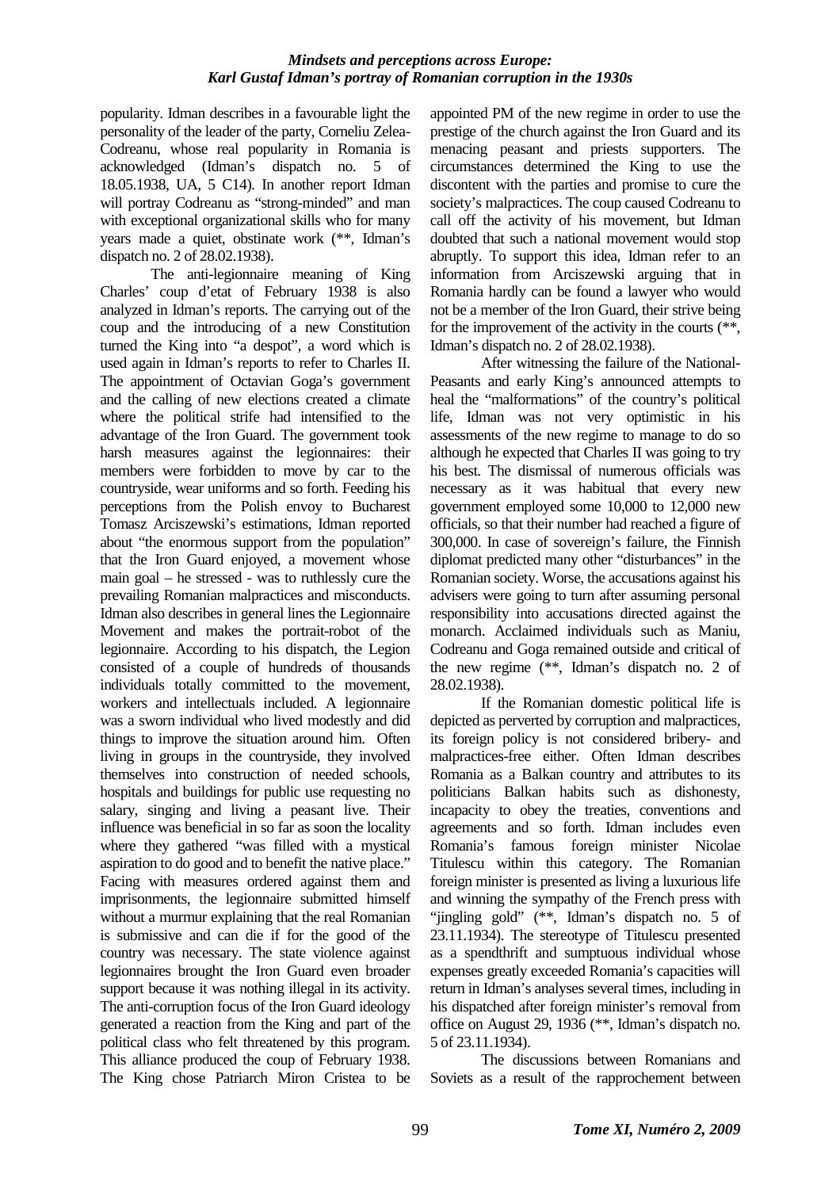popularity. Idman describes in a favourable light the personality of the leader of the party, Corneliu Zelea-Codreanu, whose real popularity in Romania is acknowledged (Idman's dispatch no. 5 of 18.05.1938, UA, 5 C14). In another report Idman will portray Codreanu as "strong-minded" and man with exceptional organizational skills who for many years made a quiet, obstinate work (**, Idman's dispatch no. 2 of 28.02.1938).

The anti-legionnaire meaning of King Charles' coup d'etat of February 1938 is also analyzed in Idman's reports. The carrying out of the coup and the introducing of a new Constitution turned the King into "a despot", a word which is used again in Idman's reports to refer to Charles II. The appointment of Octavian Goga's government and the calling of new elections created a climate where the political strife had intensified to the advantage of the Iron Guard. The government took harsh measures against the legionnaires: their members were forbidden to move by car to the countryside, wear uniforms and so forth. Feeding his perceptions from the Polish envoy to Bucharest Tomasz Arciszewski's estimations, Idman reported about "the enormous support from the population" that the Iron Guard enjoyed, a movement whose main goal – he stressed - was to ruthlessly cure the prevailing Romanian malpractices and misconducts. Idman also describes in general lines the Legionnaire Movement and makes the portrait-robot of the legionnaire. According to his dispatch, the Legion consisted of a couple of hundreds of thousands individuals totally committed to the movement, workers and intellectuals included. A legionnaire was a sworn individual who lived modestly and did things to improve the situation around him. Often living in groups in the countryside, they involved themselves into construction of needed schools, hospitals and buildings for public use requesting no salary, singing and living a peasant live. Their influence was beneficial in so far as soon the locality where they gathered "was filled with a mystical aspiration to do good and to benefit the native place." Facing with measures ordered against them and imprisonments, the legionnaire submitted himself without a murmur explaining that the real Romanian is submissive and can die if for the good of the country was necessary. The state violence against legionnaires brought the Iron Guard even broader support because it was nothing illegal in its activity. The anti-corruption focus of the Iron Guard ideology generated a reaction from the King and part of the political class who felt threatened by this program. This alliance produced the coup of February 1938. The King chose Patriarch Miron Cristea to be appointed PM of the new regime in order to use the prestige of the church against the Iron Guard and its menacing peasant and priests supporters. The circumstances determined the King to use the discontent with the parties and promise to cure the society's malpractices. The coup caused Codreanu to call off the activity of his movement, but Idman doubted that such a national movement would stop abruptly. To support this idea, Idman refer to an information from Arciszewski arguing that in Romania hardly can be found a lawyer who would not be a member of the Iron Guard, their strive being for the improvement of the activity in the courts (**, Idman's dispatch no. 2 of 28.02.1938).

After witnessing the failure of the National-Peasants and early King's announced attempts to heal the "malformations" of the country's political life, Idman was not very optimistic in his assessments of the new regime to manage to do so although he expected that Charles II was going to try his best. The dismissal of numerous officials was necessary as it was habitual that every new government employed some 10,000 to 12,000 new officials, so that their number had reached a figure of 300,000. In case of sovereign's failure, the Finnish diplomat predicted many other "disturbances" in the Romanian society. Worse, the accusations against his advisers were going to turn after assuming personal responsibility into accusations directed against the monarch. Acclaimed individuals such as Maniu, Codreanu and Goga remained outside and critical of the new regime (**, Idman's dispatch no. 2 of 28.02.1938).

If the Romanian domestic political life is depicted as perverted by corruption and malpractices, its foreign policy is not considered bribery- and malpractices-free either. Often Idman describes Romania as a Balkan country and attributes to its politicians Balkan habits such as dishonesty, incapacity to obey the treaties, conventions and agreements and so forth. Idman includes even Romania's famous foreign minister Nicolae Titulescu within this category. The Romanian foreign minister is presented as living a luxurious life and winning the sympathy of the French press with "jingling gold" (**, Idman's dispatch no. 5 of 23.11.1934). The stereotype of Titulescu presented as a spendthrift and sumptuous individual whose expenses greatly exceeded Romania's capacities will return in Idman's analyses several times, including in his dispatched after foreign minister's removal from office on August 29, 1936 (**, Idman's dispatch no. 5 of 23.11.1934).

The discussions between Romanians and Soviets as a result of the rapprochement between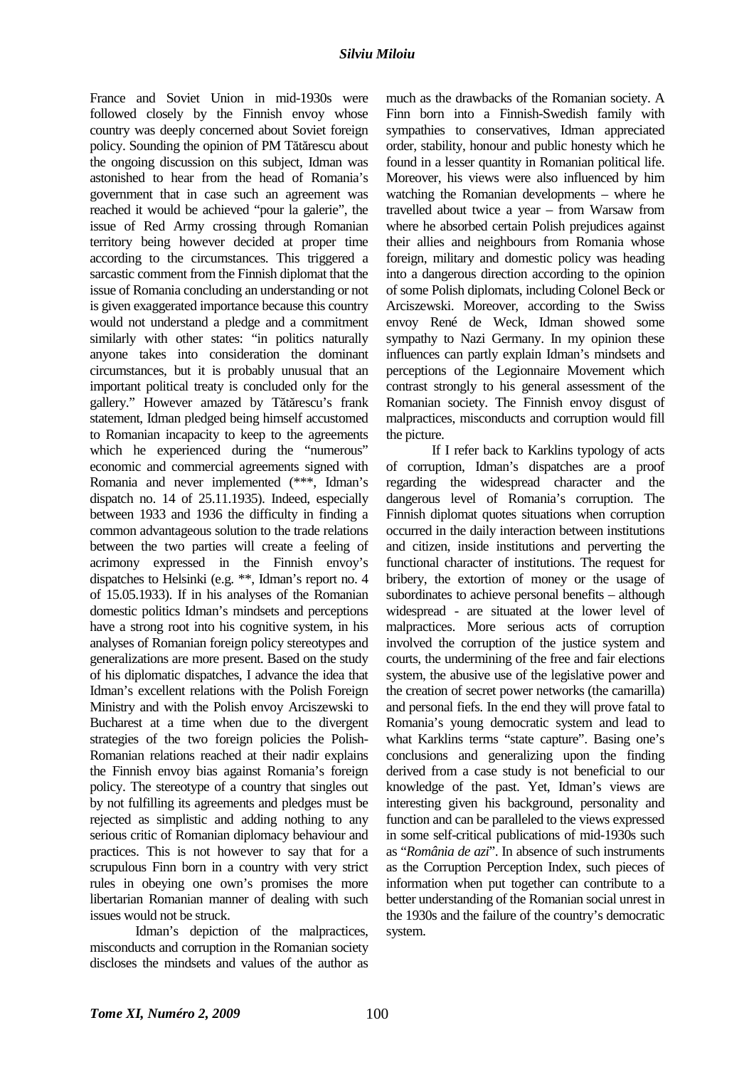France and Soviet Union in mid-1930s were followed closely by the Finnish envoy whose country was deeply concerned about Soviet foreign policy. Sounding the opinion of PM Tătărescu about the ongoing discussion on this subject, Idman was astonished to hear from the head of Romania's government that in case such an agreement was reached it would be achieved "pour la galerie", the issue of Red Army crossing through Romanian territory being however decided at proper time according to the circumstances. This triggered a sarcastic comment from the Finnish diplomat that the issue of Romania concluding an understanding or not is given exaggerated importance because this country would not understand a pledge and a commitment similarly with other states: "in politics naturally anyone takes into consideration the dominant circumstances, but it is probably unusual that an important political treaty is concluded only for the gallery." However amazed by Tătărescu's frank statement, Idman pledged being himself accustomed to Romanian incapacity to keep to the agreements which he experienced during the "numerous" economic and commercial agreements signed with Romania and never implemented (***, Idman's dispatch no. 14 of 25.11.1935). Indeed, especially between 1933 and 1936 the difficulty in finding a common advantageous solution to the trade relations between the two parties will create a feeling of acrimony expressed in the Finnish envoy's dispatches to Helsinki (e.g. **, Idman's report no. 4 of 15.05.1933). If in his analyses of the Romanian domestic politics Idman's mindsets and perceptions have a strong root into his cognitive system, in his analyses of Romanian foreign policy stereotypes and generalizations are more present. Based on the study of his diplomatic dispatches, I advance the idea that Idman's excellent relations with the Polish Foreign Ministry and with the Polish envoy Arciszewski to Bucharest at a time when due to the divergent strategies of the two foreign policies the Polish-Romanian relations reached at their nadir explains the Finnish envoy bias against Romania's foreign policy. The stereotype of a country that singles out by not fulfilling its agreements and pledges must be rejected as simplistic and adding nothing to any serious critic of Romanian diplomacy behaviour and practices. This is not however to say that for a scrupulous Finn born in a country with very strict rules in obeying one own's promises the more libertarian Romanian manner of dealing with such issues would not be struck.

Idman's depiction of the malpractices, misconducts and corruption in the Romanian society discloses the mindsets and values of the author as much as the drawbacks of the Romanian society. A Finn born into a Finnish-Swedish family with sympathies to conservatives, Idman appreciated order, stability, honour and public honesty which he found in a lesser quantity in Romanian political life. Moreover, his views were also influenced by him watching the Romanian developments – where he travelled about twice a year – from Warsaw from where he absorbed certain Polish prejudices against their allies and neighbours from Romania whose foreign, military and domestic policy was heading into a dangerous direction according to the opinion of some Polish diplomats, including Colonel Beck or Arciszewski. Moreover, according to the Swiss envoy René de Weck, Idman showed some sympathy to Nazi Germany. In my opinion these influences can partly explain Idman's mindsets and perceptions of the Legionnaire Movement which contrast strongly to his general assessment of the Romanian society. The Finnish envoy disgust of malpractices, misconducts and corruption would fill the picture.

If I refer back to Karklins typology of acts of corruption, Idman's dispatches are a proof regarding the widespread character and the dangerous level of Romania's corruption. The Finnish diplomat quotes situations when corruption occurred in the daily interaction between institutions and citizen, inside institutions and perverting the functional character of institutions. The request for bribery, the extortion of money or the usage of subordinates to achieve personal benefits – although widespread - are situated at the lower level of malpractices. More serious acts of corruption involved the corruption of the justice system and courts, the undermining of the free and fair elections system, the abusive use of the legislative power and the creation of secret power networks (the camarilla) and personal fiefs. In the end they will prove fatal to Romania's young democratic system and lead to what Karklins terms "state capture". Basing one's conclusions and generalizing upon the finding derived from a case study is not beneficial to our knowledge of the past. Yet, Idman's views are interesting given his background, personality and function and can be paralleled to the views expressed in some self-critical publications of mid-1930s such as "*România de azi*". In absence of such instruments as the Corruption Perception Index, such pieces of information when put together can contribute to a better understanding of the Romanian social unrest in the 1930s and the failure of the country's democratic system.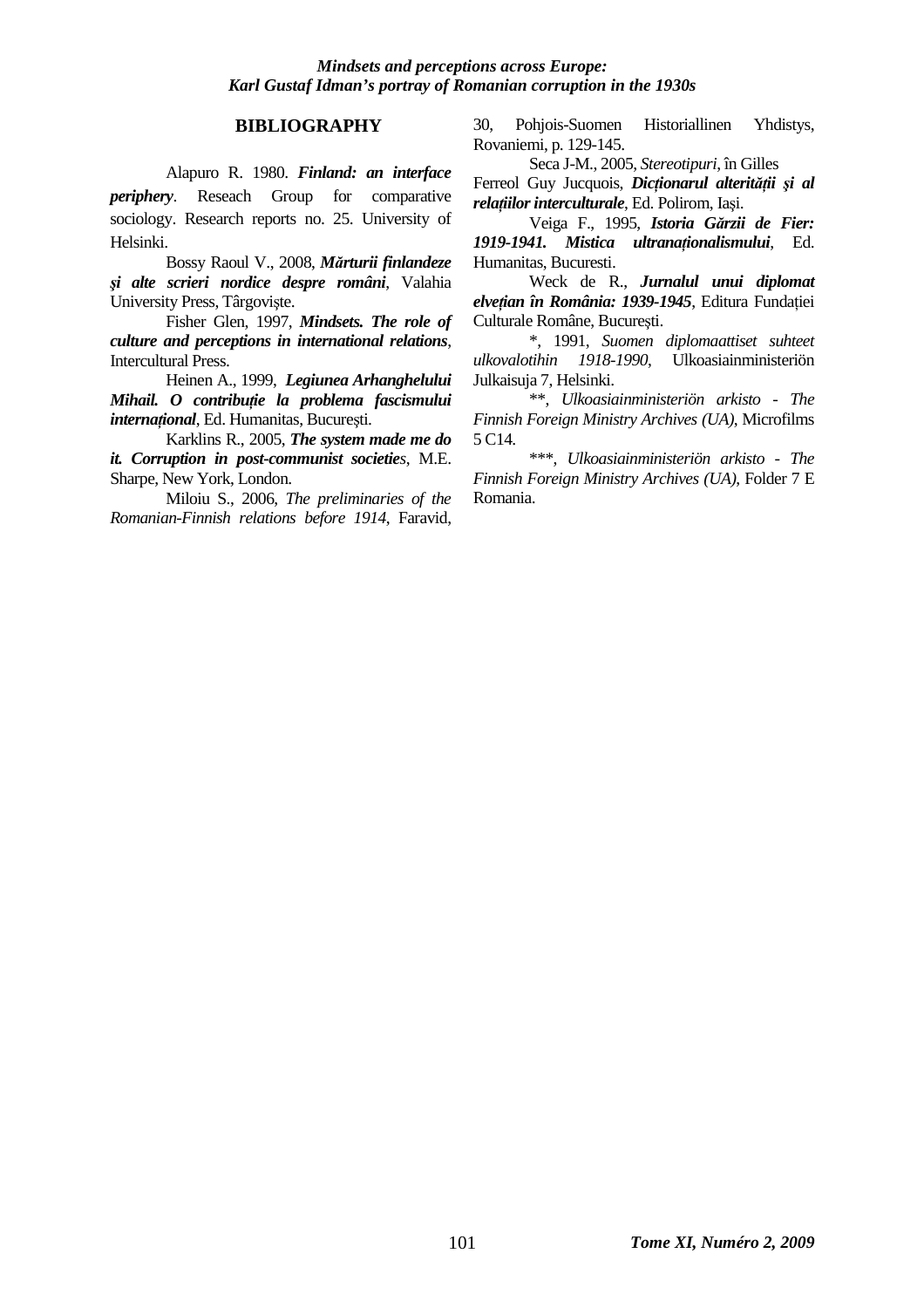## BIBLIOGRAPHY

Alapuro R. 1980. ***Finland: an interface periphery***. Reseach Group for comparative sociology. Research reports no. 25. University of Helsinki.

Bossy Raoul V., 2008, ***Mărturii finlandeze şi alte scrieri nordice despre români***, Valahia University Press, Târgovişte.

Fisher Glen, 1997, ***Mindsets. The role of culture and perceptions in international relations***, Intercultural Press.

Heinen A., 1999, ***Legiunea Arhanghelului Mihail. O contribuție la problema fascismului internațional***, Ed. Humanitas, Bucureşti.

Karklins R., 2005, ***The system made me do it. Corruption in post-communist societies***, M.E. Sharpe, New York, London.

Miloiu S., 2006, *The preliminaries of the Romanian-Finnish relations before 1914*, Faravid, 30, Pohjois-Suomen Historiallinen Yhdistys, Rovaniemi, p. 129-145.

Seca J-M., 2005, *Stereotipuri*, în Gilles Ferreol Guy Jucquois, ***Dicționarul alterității şi al relațiilor interculturale***, Ed. Polirom, Iaşi.

Veiga F., 1995, ***Istoria Gărzii de Fier: 1919-1941. Mistica ultranaționalismului***, Ed. Humanitas, Bucuresti.

Weck de R., ***Jurnalul unui diplomat elvețian în România: 1939-1945***, Editura Fundației Culturale Române, Bucureşti.

*, 1991, *Suomen diplomaattiset suhteet ulkovalotihin 1918-1990*, Ulkoasiainministeriön Julkaisuja 7, Helsinki.

**, *Ulkoasiainministeriön arkisto - The Finnish Foreign Ministry Archives (UA)*, Microfilms 5 C14.

***, *Ulkoasiainministeriön arkisto - The Finnish Foreign Ministry Archives (UA)*, Folder 7 E Romania.